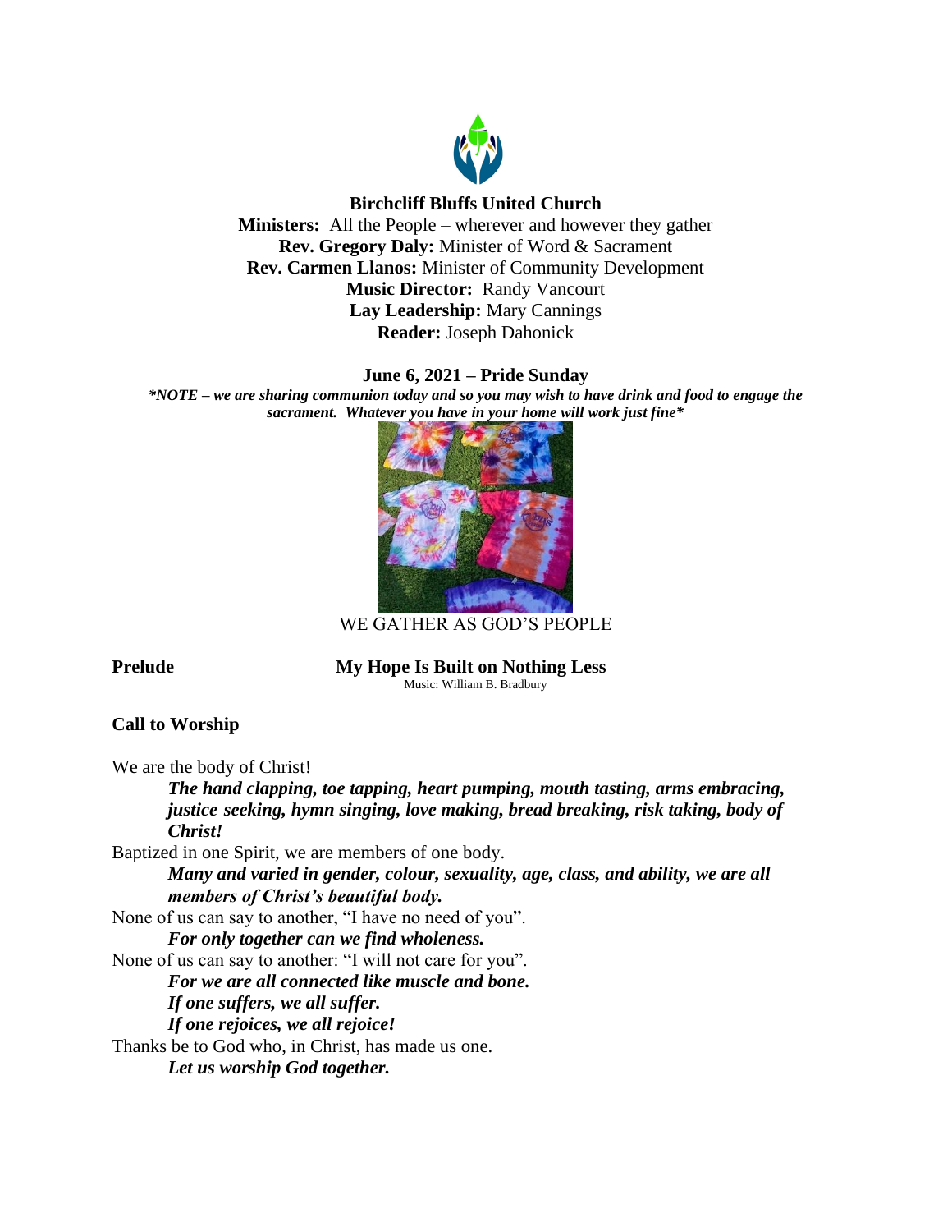**Birchcliff Bluffs United Church**
**Ministers:** All the People – wherever and however they gather
**Rev. Gregory Daly:** Minister of Word & Sacrament
**Rev. Carmen Llanos:** Minister of Community Development
**Music Director:** Randy Vancourt
**Lay Leadership:** Mary Cannings
**Reader:** Joseph Dahonick

**June 6, 2021 – Pride Sunday**

***NOTE – we are sharing communion today and so you may wish to have drink and food to engage the sacrament. Whatever you have in your home will work just fine***

WE GATHER AS GOD'S PEOPLE

**Prelude** **My Hope Is Built on Nothing Less**
Music: William B. Bradbury

**Call to Worship**

We are the body of Christ!
***The hand clapping, toe tapping, heart pumping, mouth tasting, arms embracing, justice seeking, hymn singing, love making, bread breaking, risk taking, body of Christ!***
Baptized in one Spirit, we are members of one body.
***Many and varied in gender, colour, sexuality, age, class, and ability, we are all members of Christ's beautiful body.***
None of us can say to another, "I have no need of you".
***For only together can we find wholeness.***
None of us can say to another: "I will not care for you".
***For we are all connected like muscle and bone.***
***If one suffers, we all suffer.***
***If one rejoices, we all rejoice!***
Thanks be to God who, in Christ, has made us one.
***Let us worship God together.***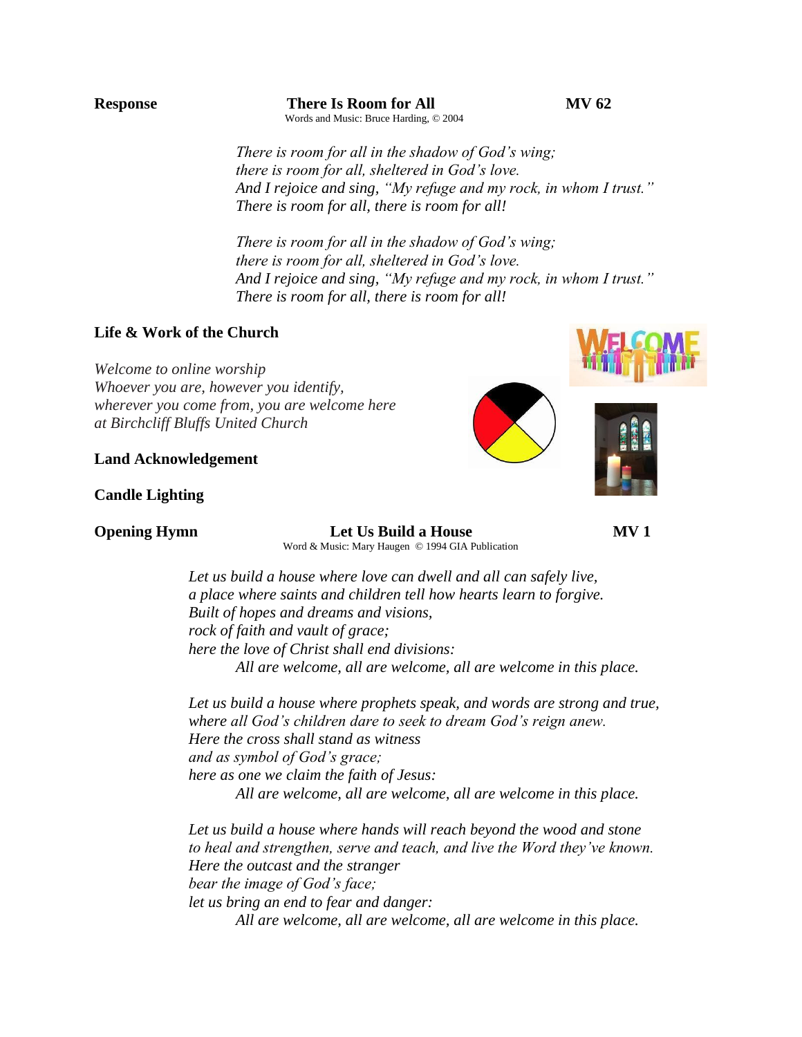**Response** **There Is Room for All** **MV 62**

Words and Music: Bruce Harding, © 2004

*There is room for all in the shadow of God's wing;*
*there is room for all, sheltered in God's love.*
*And I rejoice and sing, "My refuge and my rock, in whom I trust."*
*There is room for all, there is room for all!*

*There is room for all in the shadow of God's wing;*
*there is room for all, sheltered in God's love.*
*And I rejoice and sing, "My refuge and my rock, in whom I trust."*
*There is room for all, there is room for all!*

**Life & Work of the Church**

*Welcome to online worship*
*Whoever you are, however you identify,*
*wherever you come from, you are welcome here*
*at Birchcliff Bluffs United Church*

**Land Acknowledgement**

**Candle Lighting**

**Opening Hymn** **Let Us Build a House** **MV 1**

Word & Music: Mary Haugen © 1994 GIA Publication

*Let us build a house where love can dwell and all can safely live,*
*a place where saints and children tell how hearts learn to forgive.*
*Built of hopes and dreams and visions,*
*rock of faith and vault of grace;*
*here the love of Christ shall end divisions:*
*All are welcome, all are welcome, all are welcome in this place.*

*Let us build a house where prophets speak, and words are strong and true,*
*where all God's children dare to seek to dream God's reign anew.*
*Here the cross shall stand as witness*
*and as symbol of God's grace;*
*here as one we claim the faith of Jesus:*
*All are welcome, all are welcome, all are welcome in this place.*

*Let us build a house where hands will reach beyond the wood and stone*
*to heal and strengthen, serve and teach, and live the Word they've known.*
*Here the outcast and the stranger*
*bear the image of God's face;*
*let us bring an end to fear and danger:*
*All are welcome, all are welcome, all are welcome in this place.*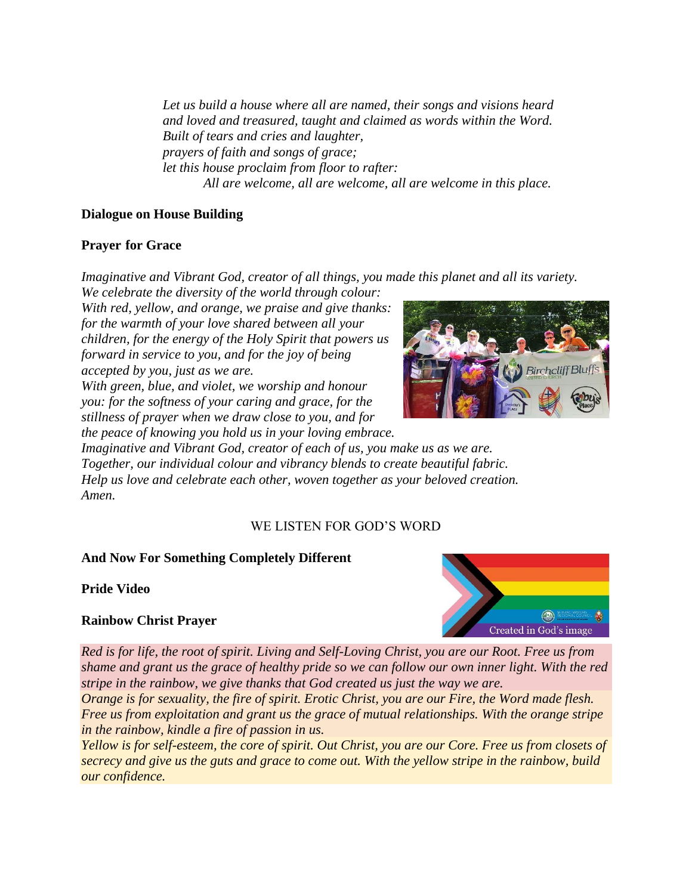*Let us build a house where all are named, their songs and visions heard*
*and loved and treasured, taught and claimed as words within the Word.*
*Built of tears and cries and laughter,*
*prayers of faith and songs of grace;*
*let this house proclaim from floor to rafter:*
*All are welcome, all are welcome, all are welcome in this place.*

**Dialogue on House Building**

**Prayer for Grace**

*Imaginative and Vibrant God, creator of all things, you made this planet and all its variety.*
*We celebrate the diversity of the world through colour:*
*With red, yellow, and orange, we praise and give thanks: for the warmth of your love shared between all your children, for the energy of the Holy Spirit that powers us forward in service to you, and for the joy of being accepted by you, just as we are.*
*With green, blue, and violet, we worship and honour you: for the softness of your caring and grace, for the stillness of prayer when we draw close to you, and for the peace of knowing you hold us in your loving embrace.*
*Imaginative and Vibrant God, creator of each of us, you make us as we are.*
*Together, our individual colour and vibrancy blends to create beautiful fabric.*
*Help us love and celebrate each other, woven together as your beloved creation.*
*Amen.*

WE LISTEN FOR GOD'S WORD

**And Now For Something Completely Different**

**Pride Video**

**Rainbow Christ Prayer**

*Red is for life, the root of spirit. Living and Self-Loving Christ, you are our Root. Free us from shame and grant us the grace of healthy pride so we can follow our own inner light. With the red stripe in the rainbow, we give thanks that God created us just the way we are.*
*Orange is for sexuality, the fire of spirit. Erotic Christ, you are our Fire, the Word made flesh. Free us from exploitation and grant us the grace of mutual relationships. With the orange stripe in the rainbow, kindle a fire of passion in us.*
*Yellow is for self-esteem, the core of spirit. Out Christ, you are our Core. Free us from closets of secrecy and give us the guts and grace to come out. With the yellow stripe in the rainbow, build our confidence.*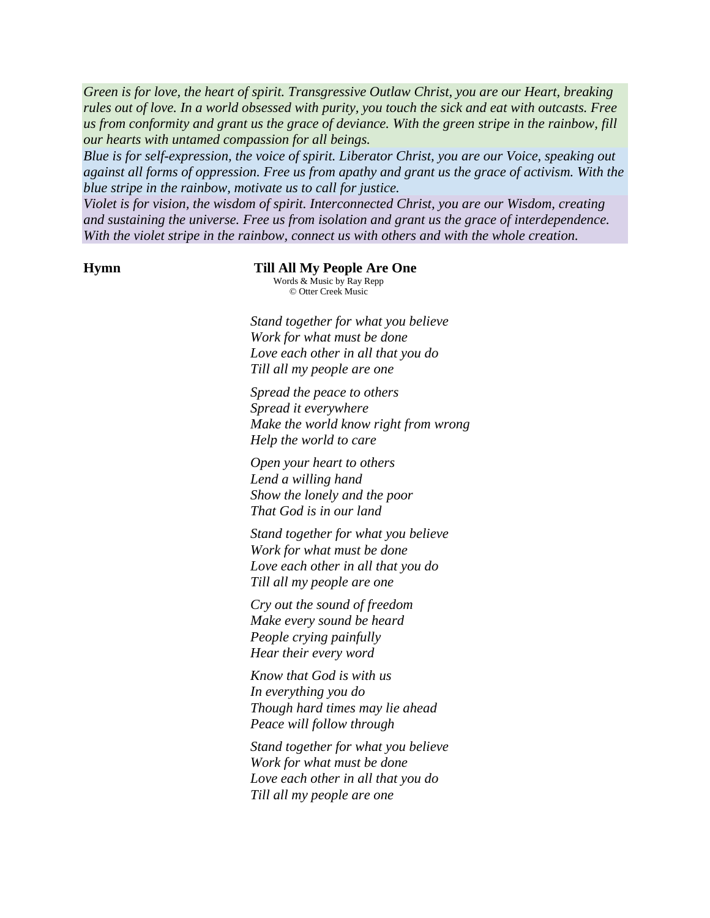*Green is for love, the heart of spirit. Transgressive Outlaw Christ, you are our Heart, breaking rules out of love. In a world obsessed with purity, you touch the sick and eat with outcasts. Free us from conformity and grant us the grace of deviance. With the green stripe in the rainbow, fill our hearts with untamed compassion for all beings.*

*Blue is for self-expression, the voice of spirit. Liberator Christ, you are our Voice, speaking out against all forms of oppression. Free us from apathy and grant us the grace of activism. With the blue stripe in the rainbow, motivate us to call for justice.*

*Violet is for vision, the wisdom of spirit. Interconnected Christ, you are our Wisdom, creating and sustaining the universe. Free us from isolation and grant us the grace of interdependence. With the violet stripe in the rainbow, connect us with others and with the whole creation.*

**Hymn** **Till All My People Are One**

Words & Music by Ray Repp
© Otter Creek Music

*Stand together for what you believe*
*Work for what must be done*
*Love each other in all that you do*
*Till all my people are one*

*Spread the peace to others*
*Spread it everywhere*
*Make the world know right from wrong*
*Help the world to care*

*Open your heart to others*
*Lend a willing hand*
*Show the lonely and the poor*
*That God is in our land*

*Stand together for what you believe*
*Work for what must be done*
*Love each other in all that you do*
*Till all my people are one*

*Cry out the sound of freedom*
*Make every sound be heard*
*People crying painfully*
*Hear their every word*

*Know that God is with us*
*In everything you do*
*Though hard times may lie ahead*
*Peace will follow through*

*Stand together for what you believe*
*Work for what must be done*
*Love each other in all that you do*
*Till all my people are one*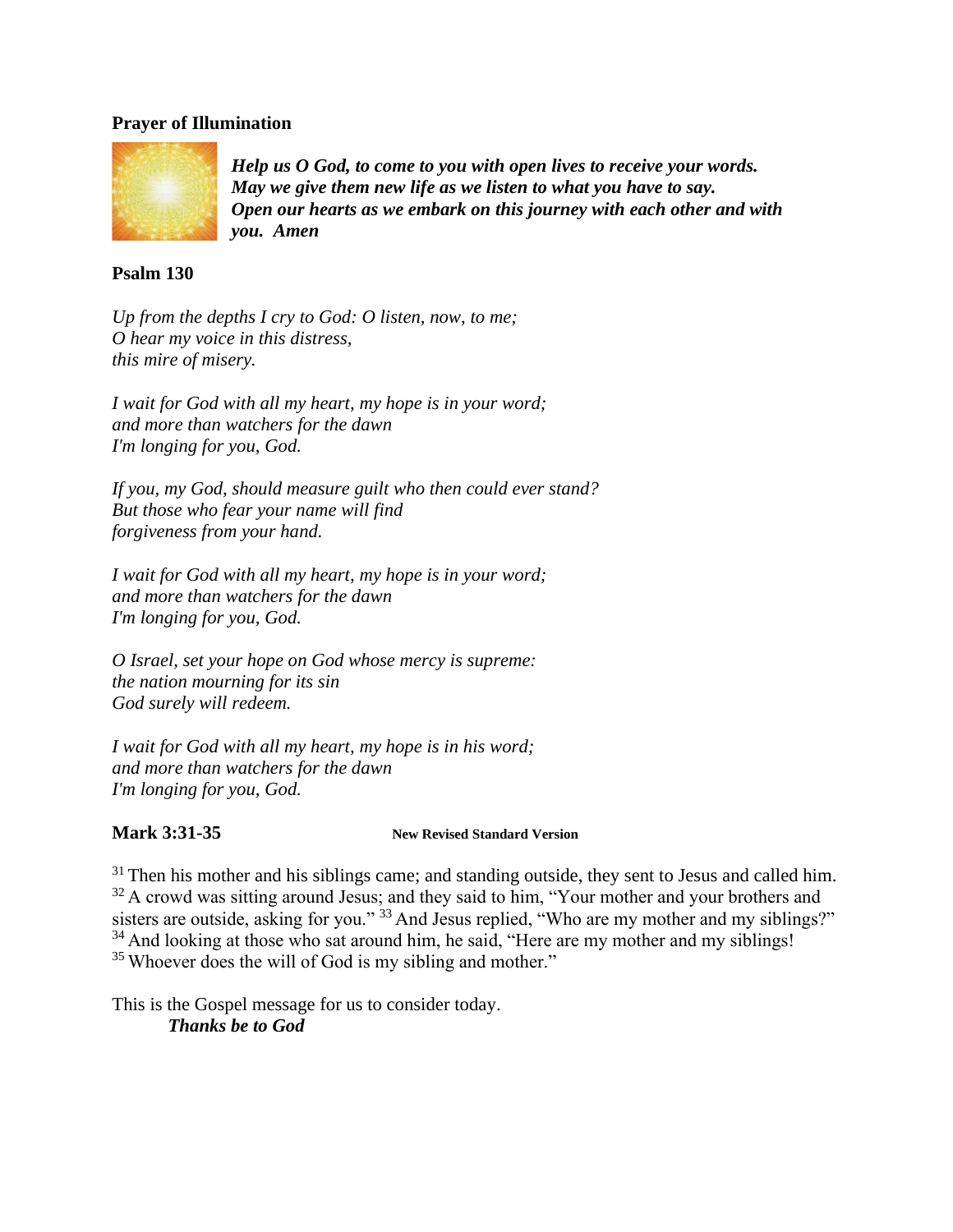**Prayer of Illumination**

***Help us O God, to come to you with open lives to receive your words. May we give them new life as we listen to what you have to say. Open our hearts as we embark on this journey with each other and with you. Amen***

**Psalm 130**

*Up from the depths I cry to God: O listen, now, to me;*
*O hear my voice in this distress,*
*this mire of misery.*

*I wait for God with all my heart, my hope is in your word;*
*and more than watchers for the dawn*
*I'm longing for you, God.*

*If you, my God, should measure guilt who then could ever stand?*
*But those who fear your name will find*
*forgiveness from your hand.*

*I wait for God with all my heart, my hope is in your word;*
*and more than watchers for the dawn*
*I'm longing for you, God.*

*O Israel, set your hope on God whose mercy is supreme:*
*the nation mourning for its sin*
*God surely will redeem.*

*I wait for God with all my heart, my hope is in his word;*
*and more than watchers for the dawn*
*I'm longing for you, God.*

**Mark 3:31-35** **New Revised Standard Version**

[31] Then his mother and his siblings came; and standing outside, they sent to Jesus and called him. [32] A crowd was sitting around Jesus; and they said to him, "Your mother and your brothers and sisters are outside, asking for you." [33] And Jesus replied, "Who are my mother and my siblings?" [34] And looking at those who sat around him, he said, "Here are my mother and my siblings! [35] Whoever does the will of God is my sibling and mother."

This is the Gospel message for us to consider today.
***Thanks be to God***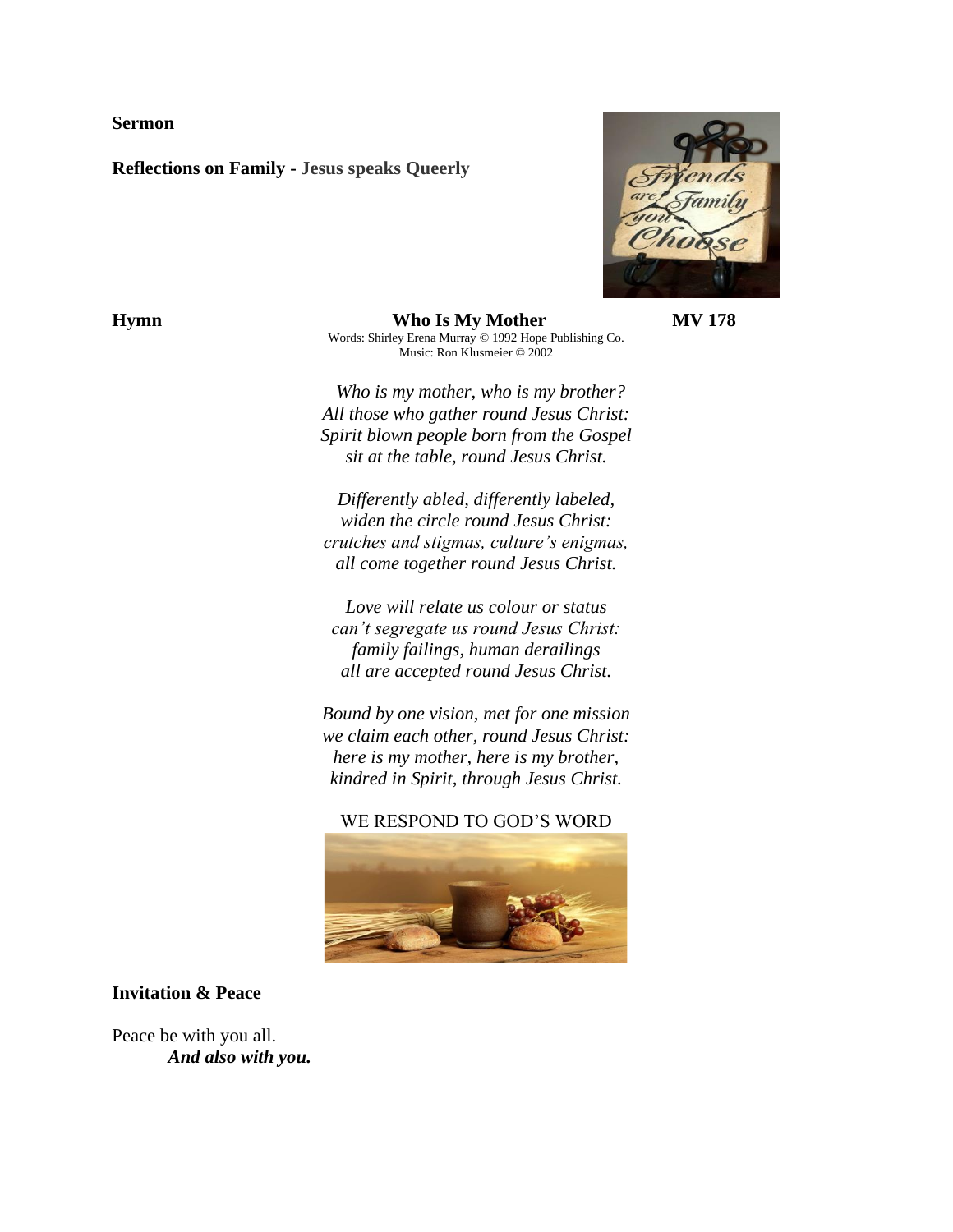**Sermon**

**Reflections on Family - Jesus speaks Queerly**

**Hymn** **Who Is My Mother** **MV 178**

Words: Shirley Erena Murray © 1992 Hope Publishing Co.
Music: Ron Klusmeier © 2002

*Who is my mother, who is my brother?*
*All those who gather round Jesus Christ:*
*Spirit blown people born from the Gospel*
*sit at the table, round Jesus Christ.*

*Differently abled, differently labeled,*
*widen the circle round Jesus Christ:*
*crutches and stigmas, culture's enigmas,*
*all come together round Jesus Christ.*

*Love will relate us colour or status*
*can't segregate us round Jesus Christ:*
*family failings, human derailings*
*all are accepted round Jesus Christ.*

*Bound by one vision, met for one mission*
*we claim each other, round Jesus Christ:*
*here is my mother, here is my brother,*
*kindred in Spirit, through Jesus Christ.*

WE RESPOND TO GOD'S WORD

**Invitation & Peace**

Peace be with you all.
***And also with you.***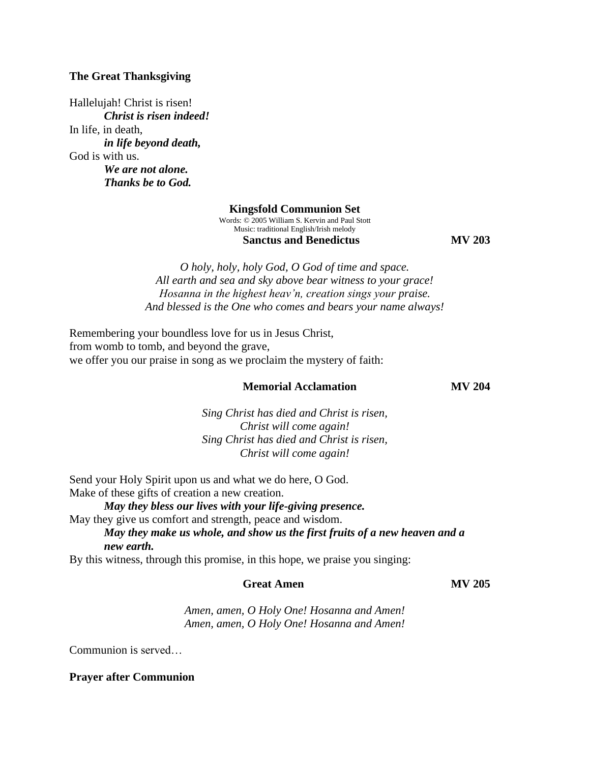**The Great Thanksgiving**

Hallelujah! Christ is risen!
***Christ is risen indeed!***
In life, in death,
***in life beyond death,***
God is with us.
***We are not alone.***
***Thanks be to God.***

**Kingsfold Communion Set**
Words: © 2005 William S. Kervin and Paul Stott
Music: traditional English/Irish melody

**Sanctus and Benedictus** **MV 203**

*O holy, holy, holy God, O God of time and space.*
*All earth and sea and sky above bear witness to your grace!*
*Hosanna in the highest heav'n, creation sings your praise.*
*And blessed is the One who comes and bears your name always!*

Remembering your boundless love for us in Jesus Christ,
from womb to tomb, and beyond the grave,
we offer you our praise in song as we proclaim the mystery of faith:

**Memorial Acclamation** **MV 204**

*Sing Christ has died and Christ is risen,*
*Christ will come again!*
*Sing Christ has died and Christ is risen,*
*Christ will come again!*

Send your Holy Spirit upon us and what we do here, O God.
Make of these gifts of creation a new creation.
***May they bless our lives with your life-giving presence.***
May they give us comfort and strength, peace and wisdom.
***May they make us whole, and show us the first fruits of a new heaven and a new earth.***
By this witness, through this promise, in this hope, we praise you singing:

**Great Amen** **MV 205**

*Amen, amen, O Holy One! Hosanna and Amen!*
*Amen, amen, O Holy One! Hosanna and Amen!*

Communion is served…

**Prayer after Communion**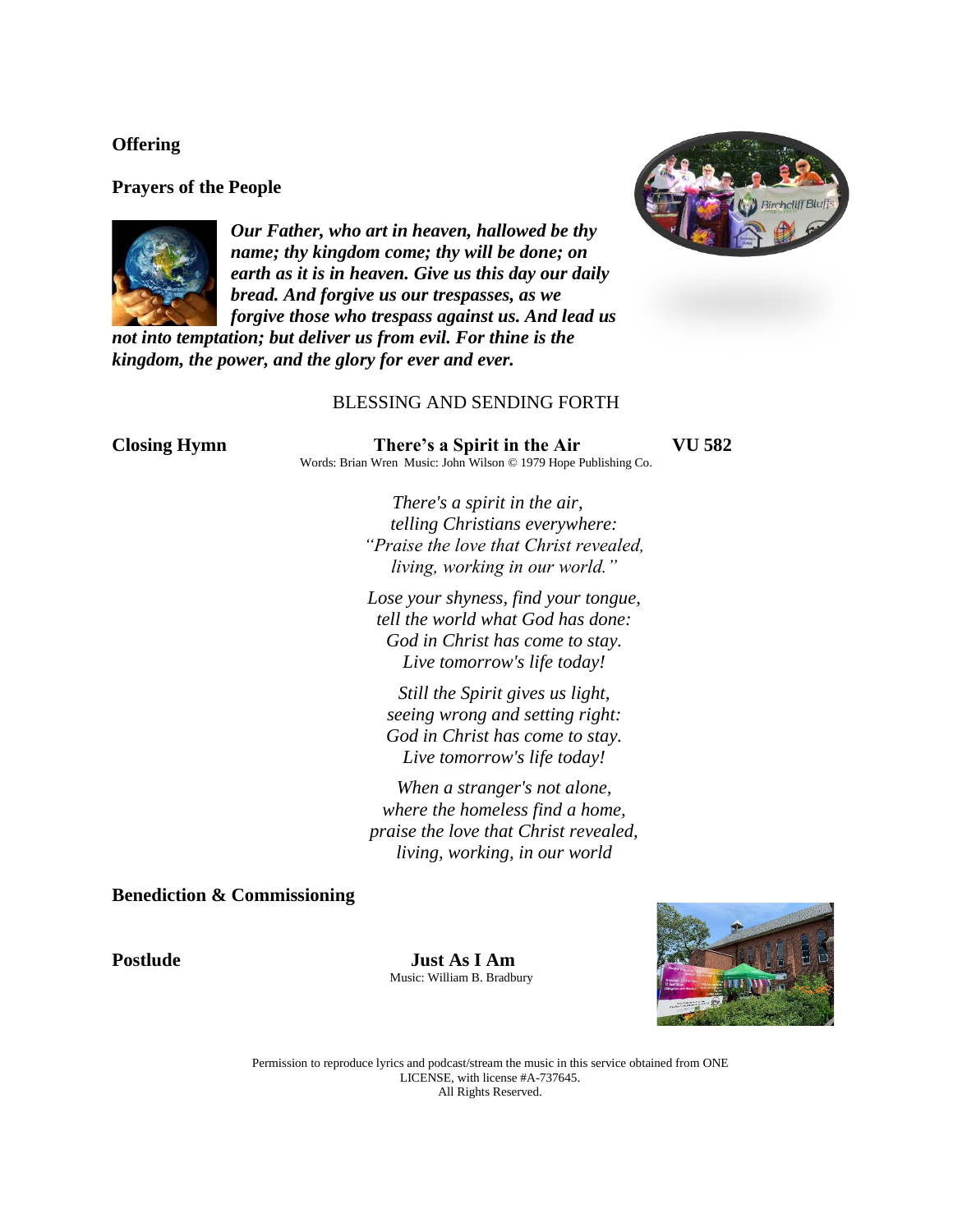**Offering**

**Prayers of the People**

***Our Father, who art in heaven, hallowed be thy name; thy kingdom come; thy will be done; on earth as it is in heaven. Give us this day our daily bread. And forgive us our trespasses, as we forgive those who trespass against us. And lead us not into temptation; but deliver us from evil. For thine is the kingdom, the power, and the glory for ever and ever.***

BLESSING AND SENDING FORTH

**Closing Hymn** **There's a Spirit in the Air** **VU 582**

Words: Brian Wren Music: John Wilson © 1979 Hope Publishing Co.

*There's a spirit in the air,*
*telling Christians everywhere:*
*"Praise the love that Christ revealed,*
*living, working in our world."*

*Lose your shyness, find your tongue,*
*tell the world what God has done:*
*God in Christ has come to stay.*
*Live tomorrow's life today!*

*Still the Spirit gives us light,*
*seeing wrong and setting right:*
*God in Christ has come to stay.*
*Live tomorrow's life today!*

*When a stranger's not alone,*
*where the homeless find a home,*
*praise the love that Christ revealed,*
*living, working, in our world*

**Benediction & Commissioning**

**Postlude** **Just As I Am**

Music: William B. Bradbury

Permission to reproduce lyrics and podcast/stream the music in this service obtained from ONE LICENSE, with license #A-737645.
All Rights Reserved.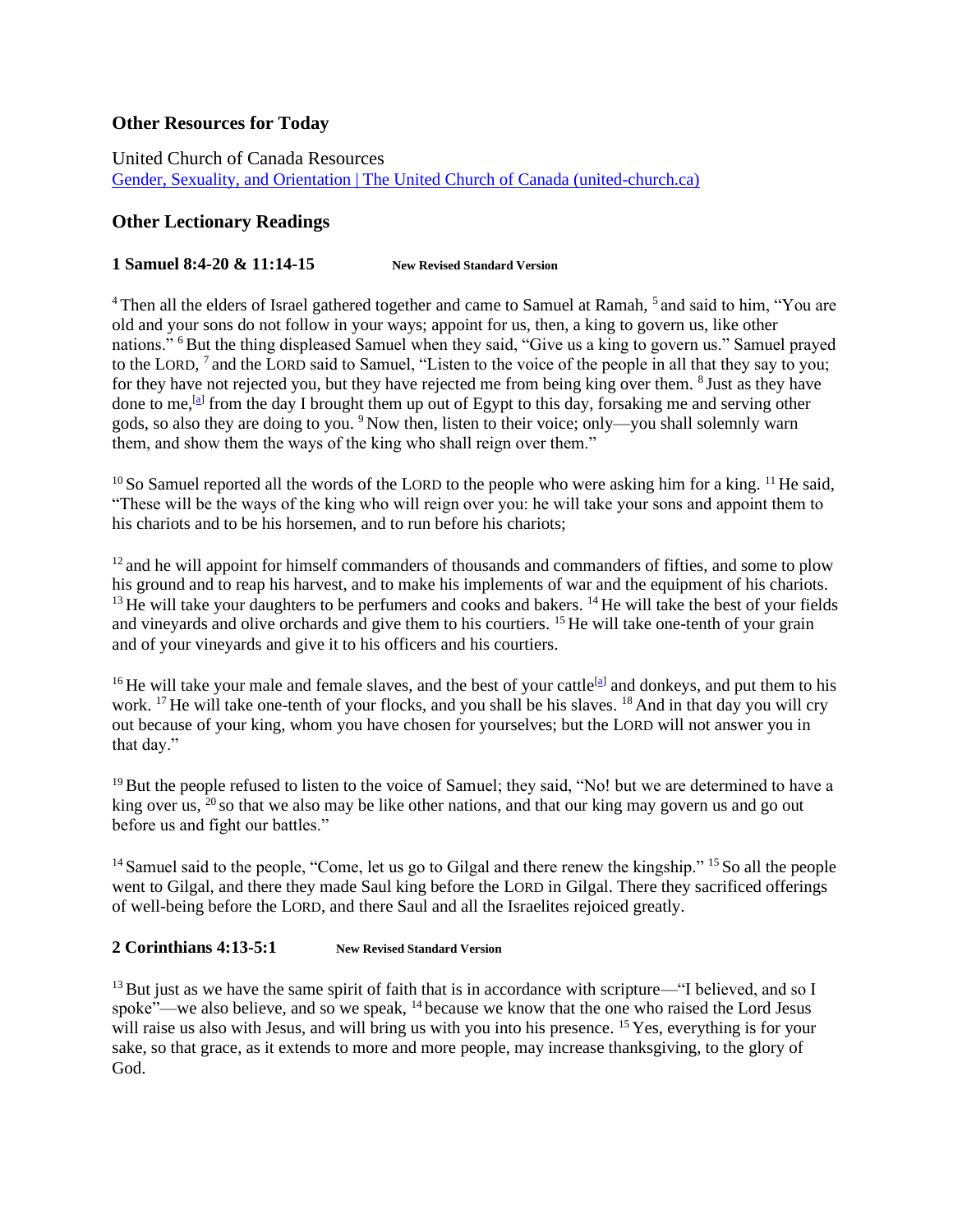### Other Resources for Today

United Church of Canada Resources
[Gender, Sexuality, and Orientation | The United Church of Canada (united-church.ca)](https://united-church.ca)

### Other Lectionary Readings

**1 Samuel 8:4-20 & 11:14-15** **New Revised Standard Version**

[4] Then all the elders of Israel gathered together and came to Samuel at Ramah, [5] and said to him, "You are old and your sons do not follow in your ways; appoint for us, then, a king to govern us, like other nations." [6] But the thing displeased Samuel when they said, "Give us a king to govern us." Samuel prayed to the LORD, [7] and the LORD said to Samuel, "Listen to the voice of the people in all that they say to you; for they have not rejected you, but they have rejected me from being king over them. [8] Just as they have done to me,[a] from the day I brought them up out of Egypt to this day, forsaking me and serving other gods, so also they are doing to you. [9] Now then, listen to their voice; only—you shall solemnly warn them, and show them the ways of the king who shall reign over them."

[10] So Samuel reported all the words of the LORD to the people who were asking him for a king. [11] He said, "These will be the ways of the king who will reign over you: he will take your sons and appoint them to his chariots and to be his horsemen, and to run before his chariots;

[12] and he will appoint for himself commanders of thousands and commanders of fifties, and some to plow his ground and to reap his harvest, and to make his implements of war and the equipment of his chariots. [13] He will take your daughters to be perfumers and cooks and bakers. [14] He will take the best of your fields and vineyards and olive orchards and give them to his courtiers. [15] He will take one-tenth of your grain and of your vineyards and give it to his officers and his courtiers.

[16] He will take your male and female slaves, and the best of your cattle[a] and donkeys, and put them to his work. [17] He will take one-tenth of your flocks, and you shall be his slaves. [18] And in that day you will cry out because of your king, whom you have chosen for yourselves; but the LORD will not answer you in that day."

[19] But the people refused to listen to the voice of Samuel; they said, "No! but we are determined to have a king over us, [20] so that we also may be like other nations, and that our king may govern us and go out before us and fight our battles."

[14] Samuel said to the people, "Come, let us go to Gilgal and there renew the kingship." [15] So all the people went to Gilgal, and there they made Saul king before the LORD in Gilgal. There they sacrificed offerings of well-being before the LORD, and there Saul and all the Israelites rejoiced greatly.

**2 Corinthians 4:13-5:1** **New Revised Standard Version**

[13] But just as we have the same spirit of faith that is in accordance with scripture—"I believed, and so I spoke"—we also believe, and so we speak, [14] because we know that the one who raised the Lord Jesus will raise us also with Jesus, and will bring us with you into his presence. [15] Yes, everything is for your sake, so that grace, as it extends to more and more people, may increase thanksgiving, to the glory of God.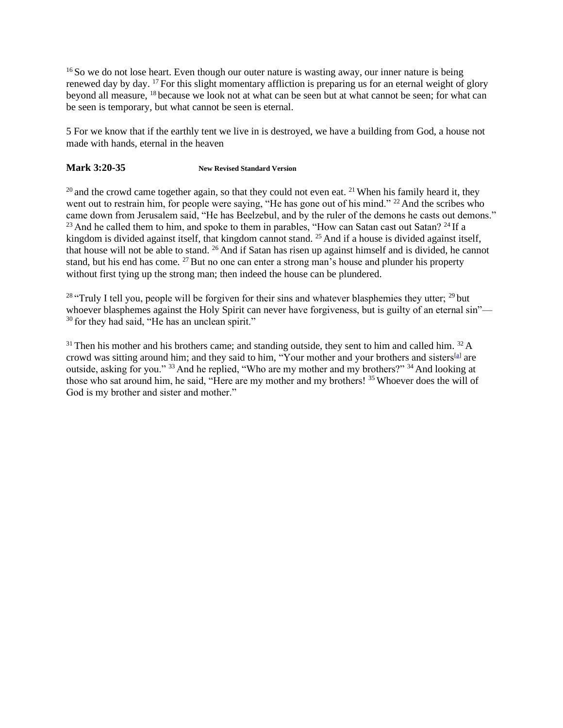[16] So we do not lose heart. Even though our outer nature is wasting away, our inner nature is being renewed day by day. [17] For this slight momentary affliction is preparing us for an eternal weight of glory beyond all measure, [18] because we look not at what can be seen but at what cannot be seen; for what can be seen is temporary, but what cannot be seen is eternal.

5 For we know that if the earthly tent we live in is destroyed, we have a building from God, a house not made with hands, eternal in the heaven

**Mark 3:20-35** **New Revised Standard Version**

[20] and the crowd came together again, so that they could not even eat. [21] When his family heard it, they went out to restrain him, for people were saying, "He has gone out of his mind." [22] And the scribes who came down from Jerusalem said, "He has Beelzebul, and by the ruler of the demons he casts out demons." [23] And he called them to him, and spoke to them in parables, "How can Satan cast out Satan? [24] If a kingdom is divided against itself, that kingdom cannot stand. [25] And if a house is divided against itself, that house will not be able to stand. [26] And if Satan has risen up against himself and is divided, he cannot stand, but his end has come. [27] But no one can enter a strong man's house and plunder his property without first tying up the strong man; then indeed the house can be plundered.

[28] "Truly I tell you, people will be forgiven for their sins and whatever blasphemies they utter; [29] but whoever blasphemes against the Holy Spirit can never have forgiveness, but is guilty of an eternal sin"— [30] for they had said, "He has an unclean spirit."

[31] Then his mother and his brothers came; and standing outside, they sent to him and called him. [32] A crowd was sitting around him; and they said to him, "Your mother and your brothers and sisters[a] are outside, asking for you." [33] And he replied, "Who are my mother and my brothers?" [34] And looking at those who sat around him, he said, "Here are my mother and my brothers! [35] Whoever does the will of God is my brother and sister and mother."